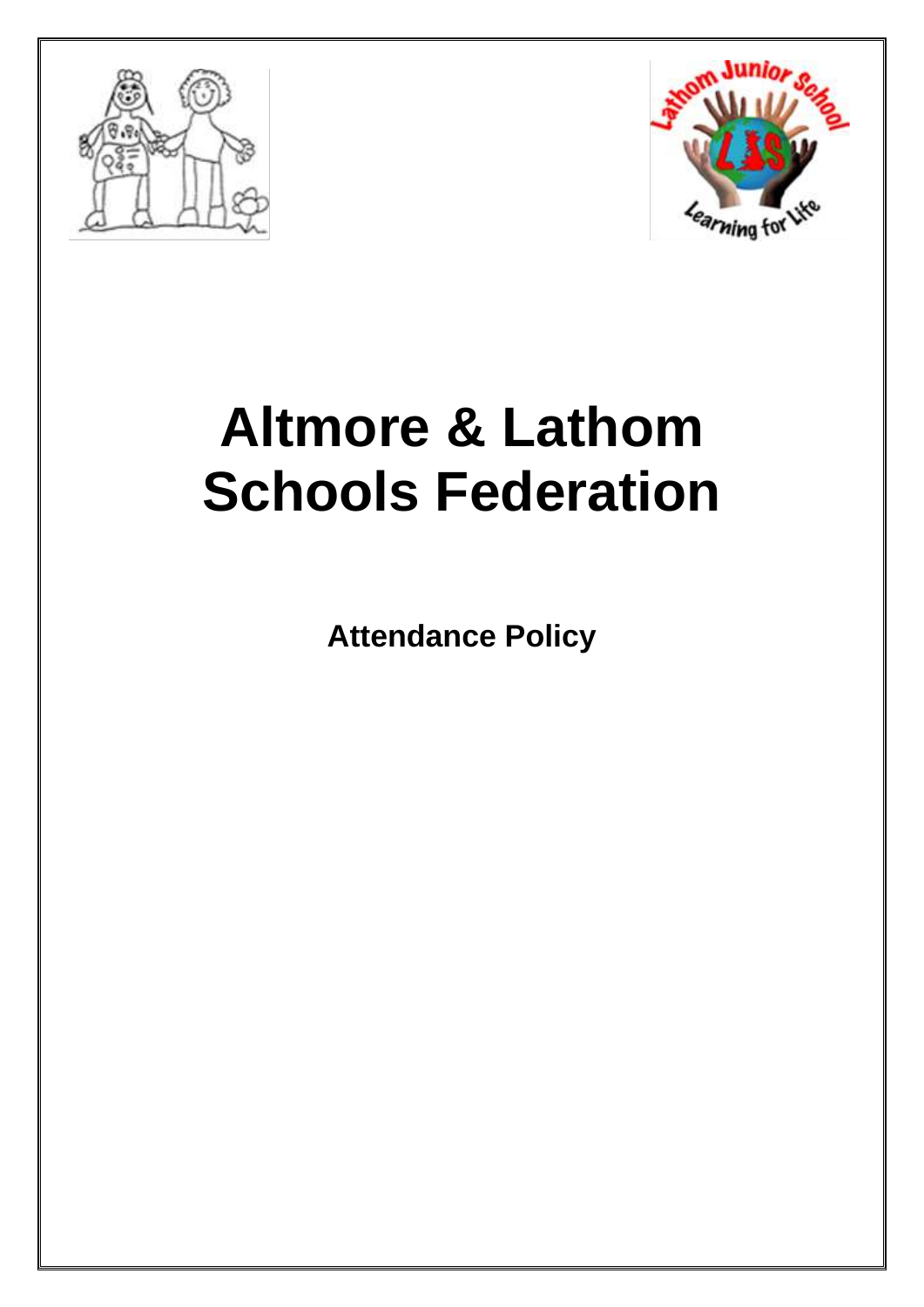# Altmore & Lathom Schools Federation

**Attendance Policy**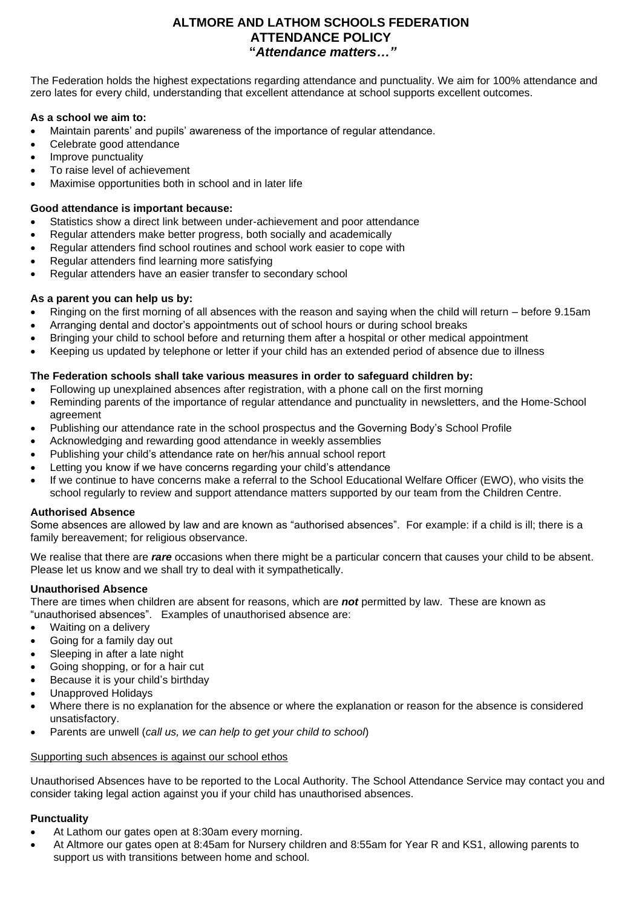# ALTMORE AND LATHOM SCHOOLS FEDERATION
# ATTENDANCE POLICY
# "*Attendance matters…"*

The Federation holds the highest expectations regarding attendance and punctuality. We aim for 100% attendance and zero lates for every child, understanding that excellent attendance at school supports excellent outcomes.

**As a school we aim to:**

- Maintain parents' and pupils' awareness of the importance of regular attendance.
- Celebrate good attendance
- Improve punctuality
- To raise level of achievement
- Maximise opportunities both in school and in later life

**Good attendance is important because:**

- Statistics show a direct link between under-achievement and poor attendance
- Regular attenders make better progress, both socially and academically
- Regular attenders find school routines and school work easier to cope with
- Regular attenders find learning more satisfying
- Regular attenders have an easier transfer to secondary school

**As a parent you can help us by:**

- Ringing on the first morning of all absences with the reason and saying when the child will return – before 9.15am
- Arranging dental and doctor's appointments out of school hours or during school breaks
- Bringing your child to school before and returning them after a hospital or other medical appointment
- Keeping us updated by telephone or letter if your child has an extended period of absence due to illness

**The Federation schools shall take various measures in order to safeguard children by:**

- Following up unexplained absences after registration, with a phone call on the first morning
- Reminding parents of the importance of regular attendance and punctuality in newsletters, and the Home-School agreement
- Publishing our attendance rate in the school prospectus and the Governing Body's School Profile
- Acknowledging and rewarding good attendance in weekly assemblies
- Publishing your child's attendance rate on her/his annual school report
- Letting you know if we have concerns regarding your child's attendance
- If we continue to have concerns make a referral to the School Educational Welfare Officer (EWO), who visits the school regularly to review and support attendance matters supported by our team from the Children Centre.

**Authorised Absence**

Some absences are allowed by law and are known as "authorised absences". For example: if a child is ill; there is a family bereavement; for religious observance.

We realise that there are ***rare*** occasions when there might be a particular concern that causes your child to be absent. Please let us know and we shall try to deal with it sympathetically.

**Unauthorised Absence**

There are times when children are absent for reasons, which are ***not*** permitted by law. These are known as "unauthorised absences". Examples of unauthorised absence are:

- Waiting on a delivery
- Going for a family day out
- Sleeping in after a late night
- Going shopping, or for a hair cut
- Because it is your child's birthday
- Unapproved Holidays
- Where there is no explanation for the absence or where the explanation or reason for the absence is considered unsatisfactory.
- Parents are unwell (*call us, we can help to get your child to school*)

<u>Supporting such absences is against our school ethos</u>

Unauthorised Absences have to be reported to the Local Authority. The School Attendance Service may contact you and consider taking legal action against you if your child has unauthorised absences.

**Punctuality**

- At Lathom our gates open at 8:30am every morning.
- At Altmore our gates open at 8:45am for Nursery children and 8:55am for Year R and KS1, allowing parents to support us with transitions between home and school.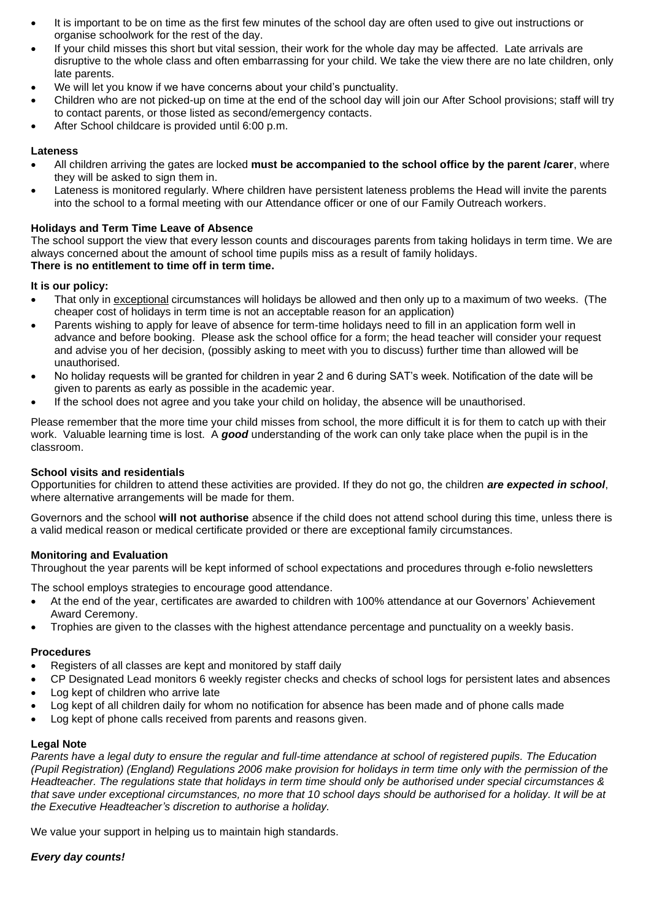- It is important to be on time as the first few minutes of the school day are often used to give out instructions or organise schoolwork for the rest of the day.
- If your child misses this short but vital session, their work for the whole day may be affected. Late arrivals are disruptive to the whole class and often embarrassing for your child. We take the view there are no late children, only late parents.
- We will let you know if we have concerns about your child's punctuality.
- Children who are not picked-up on time at the end of the school day will join our After School provisions; staff will try to contact parents, or those listed as second/emergency contacts.
- After School childcare is provided until 6:00 p.m.

**Lateness**

- All children arriving the gates are locked **must be accompanied to the school office by the parent /carer**, where they will be asked to sign them in.
- Lateness is monitored regularly. Where children have persistent lateness problems the Head will invite the parents into the school to a formal meeting with our Attendance officer or one of our Family Outreach workers.

**Holidays and Term Time Leave of Absence**

The school support the view that every lesson counts and discourages parents from taking holidays in term time. We are always concerned about the amount of school time pupils miss as a result of family holidays.

**There is no entitlement to time off in term time.**

**It is our policy:**

- That only in exceptional circumstances will holidays be allowed and then only up to a maximum of two weeks. (The cheaper cost of holidays in term time is not an acceptable reason for an application)
- Parents wishing to apply for leave of absence for term-time holidays need to fill in an application form well in advance and before booking. Please ask the school office for a form; the head teacher will consider your request and advise you of her decision, (possibly asking to meet with you to discuss) further time than allowed will be unauthorised.
- No holiday requests will be granted for children in year 2 and 6 during SAT's week. Notification of the date will be given to parents as early as possible in the academic year.
- If the school does not agree and you take your child on holiday, the absence will be unauthorised.

Please remember that the more time your child misses from school, the more difficult it is for them to catch up with their work. Valuable learning time is lost. A ***good*** understanding of the work can only take place when the pupil is in the classroom.

**School visits and residentials**

Opportunities for children to attend these activities are provided. If they do not go, the children ***are expected in school***, where alternative arrangements will be made for them.

Governors and the school **will not authorise** absence if the child does not attend school during this time, unless there is a valid medical reason or medical certificate provided or there are exceptional family circumstances.

**Monitoring and Evaluation**

Throughout the year parents will be kept informed of school expectations and procedures through e-folio newsletters

The school employs strategies to encourage good attendance.

- At the end of the year, certificates are awarded to children with 100% attendance at our Governors' Achievement Award Ceremony.
- Trophies are given to the classes with the highest attendance percentage and punctuality on a weekly basis.

**Procedures**

- Registers of all classes are kept and monitored by staff daily
- CP Designated Lead monitors 6 weekly register checks and checks of school logs for persistent lates and absences
- Log kept of children who arrive late
- Log kept of all children daily for whom no notification for absence has been made and of phone calls made
- Log kept of phone calls received from parents and reasons given.

**Legal Note**

*Parents have a legal duty to ensure the regular and full-time attendance at school of registered pupils. The Education (Pupil Registration) (England) Regulations 2006 make provision for holidays in term time only with the permission of the Headteacher. The regulations state that holidays in term time should only be authorised under special circumstances & that save under exceptional circumstances, no more that 10 school days should be authorised for a holiday. It will be at the Executive Headteacher's discretion to authorise a holiday.*

We value your support in helping us to maintain high standards.

***Every day counts!***